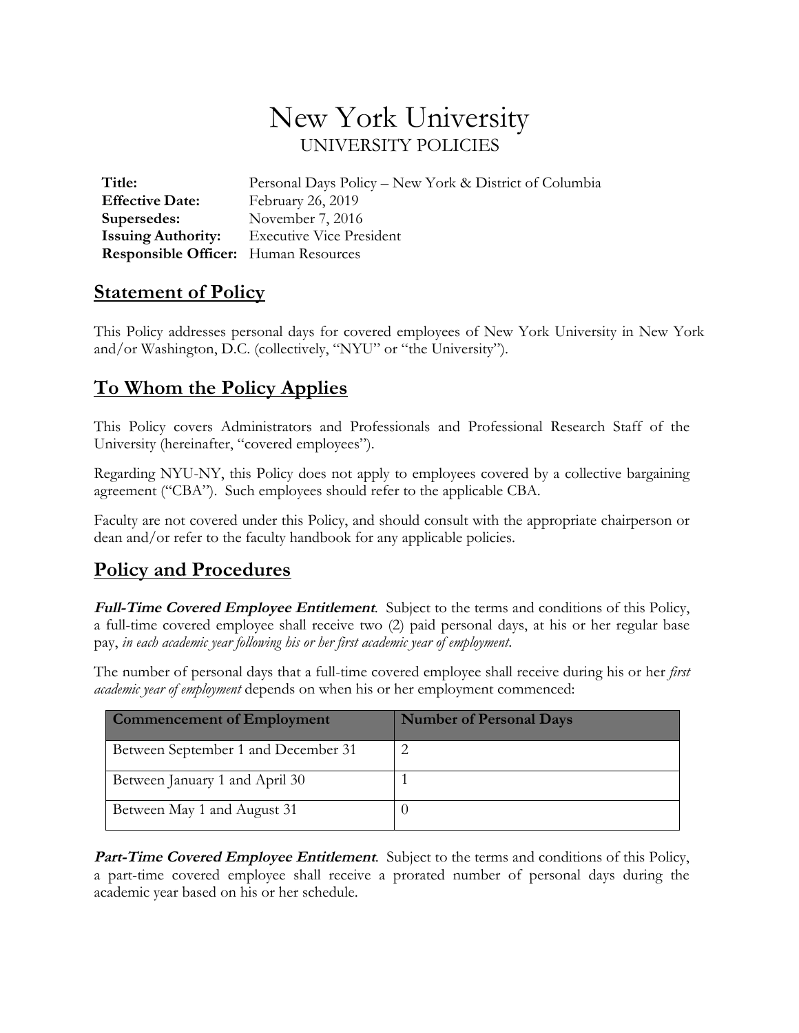# New York University

UNIVERSITY POLICIES

**Title:** Personal Days Policy – New York & District of Columbia
**Effective Date:** February 26, 2019
**Supersedes:** November 7, 2016
**Issuing Authority:** Executive Vice President
**Responsible Officer:** Human Resources

## Statement of Policy

This Policy addresses personal days for covered employees of New York University in New York and/or Washington, D.C. (collectively, "NYU" or "the University").

## To Whom the Policy Applies

This Policy covers Administrators and Professionals and Professional Research Staff of the University (hereinafter, "covered employees").

Regarding NYU-NY, this Policy does not apply to employees covered by a collective bargaining agreement ("CBA"). Such employees should refer to the applicable CBA.

Faculty are not covered under this Policy, and should consult with the appropriate chairperson or dean and/or refer to the faculty handbook for any applicable policies.

## Policy and Procedures

***Full-Time Covered Employee Entitlement***. Subject to the terms and conditions of this Policy, a full-time covered employee shall receive two (2) paid personal days, at his or her regular base pay, *in each academic year following his or her first academic year of employment*.

The number of personal days that a full-time covered employee shall receive during his or her *first academic year of employment* depends on when his or her employment commenced:

| Commencement of Employment | Number of Personal Days |
|---|---|
| Between September 1 and December 31 | 2 |
| Between January 1 and April 30 | 1 |
| Between May 1 and August 31 | 0 |

***Part-Time Covered Employee Entitlement***. Subject to the terms and conditions of this Policy, a part-time covered employee shall receive a prorated number of personal days during the academic year based on his or her schedule.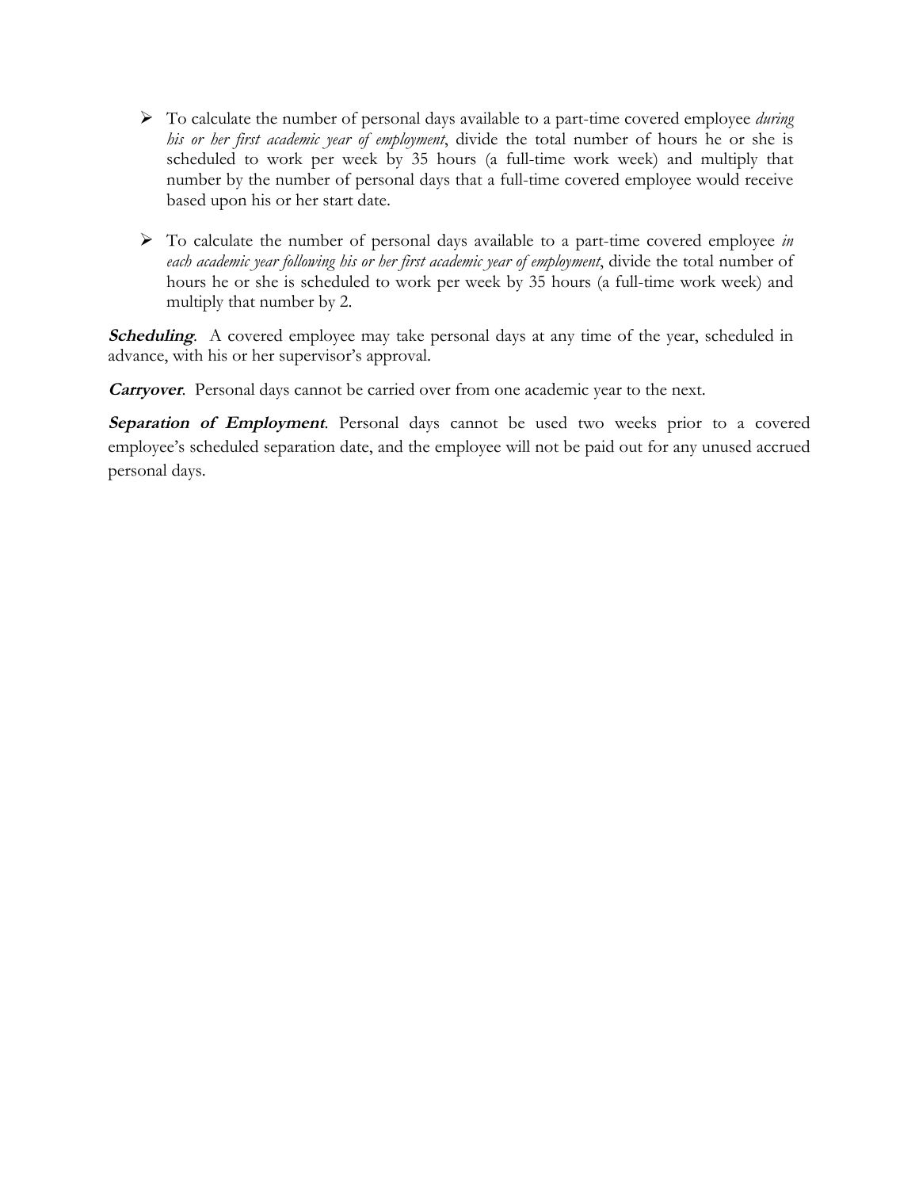- To calculate the number of personal days available to a part-time covered employee *during his or her first academic year of employment*, divide the total number of hours he or she is scheduled to work per week by 35 hours (a full-time work week) and multiply that number by the number of personal days that a full-time covered employee would receive based upon his or her start date.

- To calculate the number of personal days available to a part-time covered employee *in each academic year following his or her first academic year of employment*, divide the total number of hours he or she is scheduled to work per week by 35 hours (a full-time work week) and multiply that number by 2.

***Scheduling***. A covered employee may take personal days at any time of the year, scheduled in advance, with his or her supervisor's approval.

***Carryover***. Personal days cannot be carried over from one academic year to the next.

***Separation of Employment***. Personal days cannot be used two weeks prior to a covered employee's scheduled separation date, and the employee will not be paid out for any unused accrued personal days.